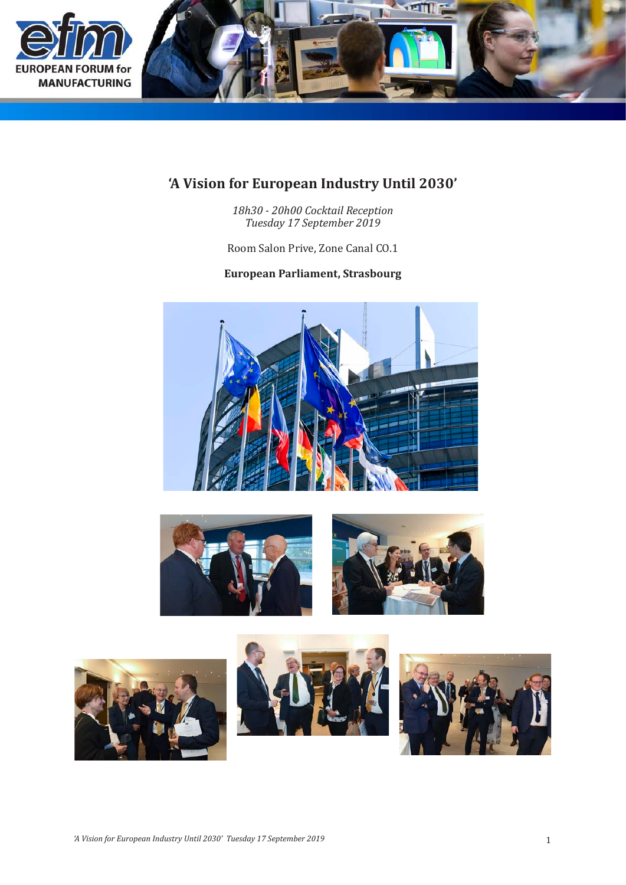# 'A Vision for European Industry Until 2030'

*18h30 - 20h00 Cocktail Reception*
*Tuesday 17 September 2019*

Room Salon Prive, Zone Canal CO.1

**European Parliament, Strasbourg**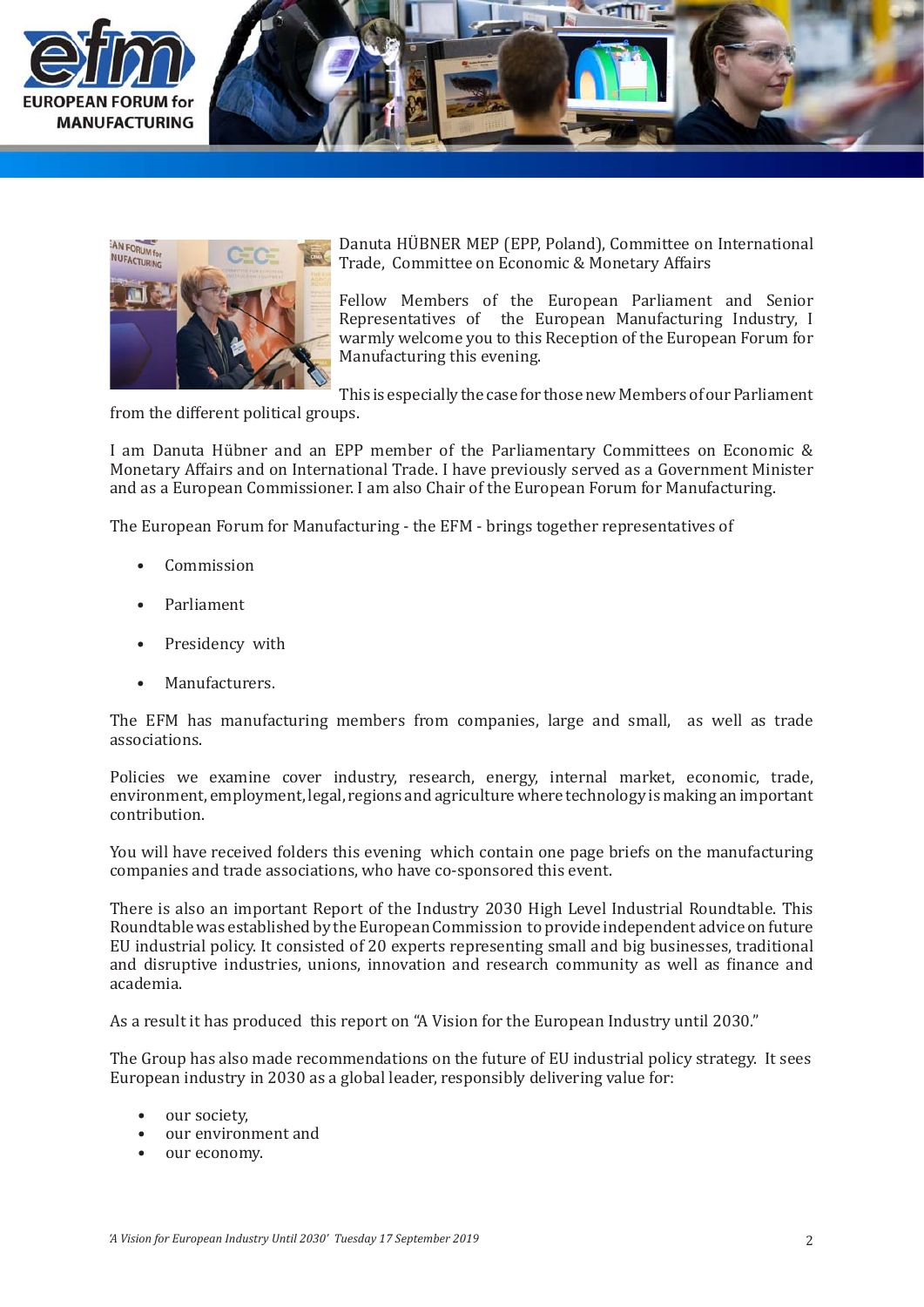Danuta HÜBNER MEP (EPP, Poland), Committee on International Trade, Committee on Economic & Monetary Affairs

Fellow Members of the European Parliament and Senior Representatives of the European Manufacturing Industry, I warmly welcome you to this Reception of the European Forum for Manufacturing this evening.

This is especially the case for those new Members of our Parliament from the different political groups.

I am Danuta Hübner and an EPP member of the Parliamentary Committees on Economic & Monetary Affairs and on International Trade. I have previously served as a Government Minister and as a European Commissioner. I am also Chair of the European Forum for Manufacturing.

The European Forum for Manufacturing - the EFM - brings together representatives of

- Commission
- Parliament
- Presidency with
- Manufacturers.

The EFM has manufacturing members from companies, large and small, as well as trade associations.

Policies we examine cover industry, research, energy, internal market, economic, trade, environment, employment, legal, regions and agriculture where technology is making an important contribution.

You will have received folders this evening which contain one page briefs on the manufacturing companies and trade associations, who have co-sponsored this event.

There is also an important Report of the Industry 2030 High Level Industrial Roundtable. This Roundtable was established by the European Commission to provide independent advice on future EU industrial policy. It consisted of 20 experts representing small and big businesses, traditional and disruptive industries, unions, innovation and research community as well as finance and academia.

As a result it has produced this report on "A Vision for the European Industry until 2030."

The Group has also made recommendations on the future of EU industrial policy strategy. It sees European industry in 2030 as a global leader, responsibly delivering value for:

- our society,
- our environment and
- our economy.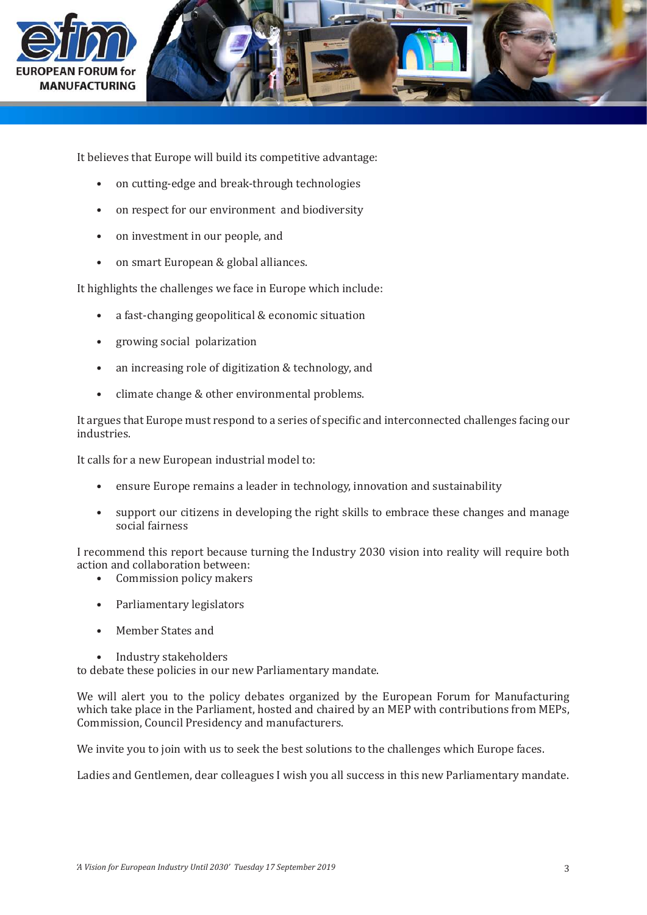It believes that Europe will build its competitive advantage:

- on cutting-edge and break-through technologies
- on respect for our environment and biodiversity
- on investment in our people, and
- on smart European & global alliances.

It highlights the challenges we face in Europe which include:

- a fast-changing geopolitical & economic situation
- growing social polarization
- an increasing role of digitization & technology, and
- climate change & other environmental problems.

It argues that Europe must respond to a series of specific and interconnected challenges facing our industries.

It calls for a new European industrial model to:

- ensure Europe remains a leader in technology, innovation and sustainability
- support our citizens in developing the right skills to embrace these changes and manage social fairness

I recommend this report because turning the Industry 2030 vision into reality will require both action and collaboration between:

- Commission policy makers
- Parliamentary legislators
- Member States and
- Industry stakeholders

to debate these policies in our new Parliamentary mandate.

We will alert you to the policy debates organized by the European Forum for Manufacturing which take place in the Parliament, hosted and chaired by an MEP with contributions from MEPs, Commission, Council Presidency and manufacturers.

We invite you to join with us to seek the best solutions to the challenges which Europe faces.

Ladies and Gentlemen, dear colleagues I wish you all success in this new Parliamentary mandate.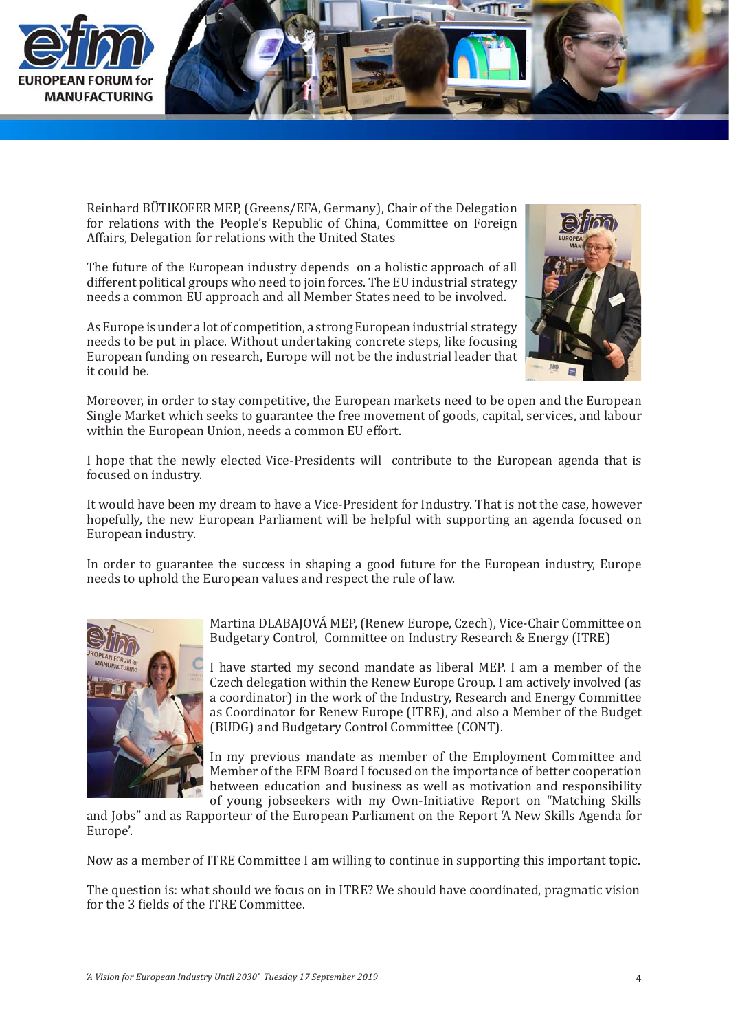Reinhard BÜTIKOFER MEP, (Greens/EFA, Germany), Chair of the Delegation for relations with the People's Republic of China, Committee on Foreign Affairs, Delegation for relations with the United States

The future of the European industry depends on a holistic approach of all different political groups who need to join forces. The EU industrial strategy needs a common EU approach and all Member States need to be involved.

As Europe is under a lot of competition, a strong European industrial strategy needs to be put in place. Without undertaking concrete steps, like focusing European funding on research, Europe will not be the industrial leader that it could be.

Moreover, in order to stay competitive, the European markets need to be open and the European Single Market which seeks to guarantee the free movement of goods, capital, services, and labour within the European Union, needs a common EU effort.

I hope that the newly elected Vice-Presidents will contribute to the European agenda that is focused on industry.

It would have been my dream to have a Vice-President for Industry. That is not the case, however hopefully, the new European Parliament will be helpful with supporting an agenda focused on European industry.

In order to guarantee the success in shaping a good future for the European industry, Europe needs to uphold the European values and respect the rule of law.

Martina DLABAJOVÁ MEP, (Renew Europe, Czech), Vice-Chair Committee on Budgetary Control, Committee on Industry Research & Energy (ITRE)

I have started my second mandate as liberal MEP. I am a member of the Czech delegation within the Renew Europe Group. I am actively involved (as a coordinator) in the work of the Industry, Research and Energy Committee as Coordinator for Renew Europe (ITRE), and also a Member of the Budget (BUDG) and Budgetary Control Committee (CONT).

In my previous mandate as member of the Employment Committee and Member of the EFM Board I focused on the importance of better cooperation between education and business as well as motivation and responsibility of young jobseekers with my Own-Initiative Report on "Matching Skills and Jobs" and as Rapporteur of the European Parliament on the Report 'A New Skills Agenda for Europe'.

Now as a member of ITRE Committee I am willing to continue in supporting this important topic.

The question is: what should we focus on in ITRE? We should have coordinated, pragmatic vision for the 3 fields of the ITRE Committee.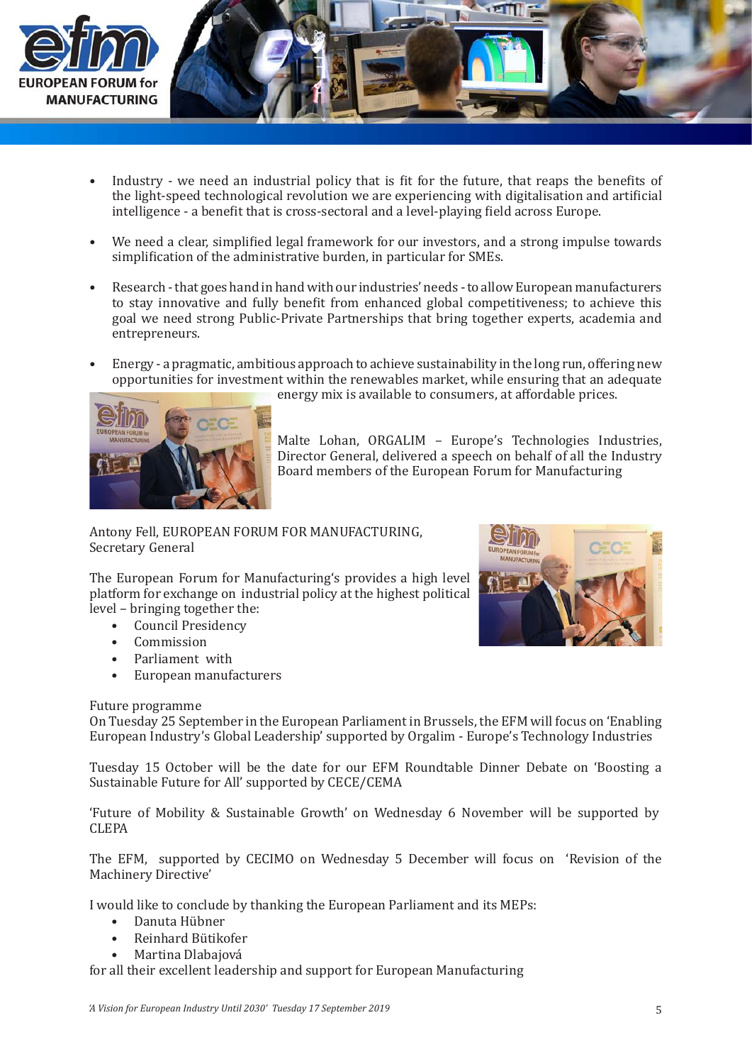- Industry - we need an industrial policy that is fit for the future, that reaps the benefits of the light-speed technological revolution we are experiencing with digitalisation and artificial intelligence - a benefit that is cross-sectoral and a level-playing field across Europe.

- We need a clear, simplified legal framework for our investors, and a strong impulse towards simplification of the administrative burden, in particular for SMEs.

- Research - that goes hand in hand with our industries' needs - to allow European manufacturers to stay innovative and fully benefit from enhanced global competitiveness; to achieve this goal we need strong Public-Private Partnerships that bring together experts, academia and entrepreneurs.

- Energy - a pragmatic, ambitious approach to achieve sustainability in the long run, offering new opportunities for investment within the renewables market, while ensuring that an adequate energy mix is available to consumers, at affordable prices.

Malte Lohan, ORGALIM – Europe's Technologies Industries, Director General, delivered a speech on behalf of all the Industry Board members of the European Forum for Manufacturing

Antony Fell, EUROPEAN FORUM FOR MANUFACTURING, Secretary General

The European Forum for Manufacturing's provides a high level platform for exchange on industrial policy at the highest political level – bringing together the:

- Council Presidency
- Commission
- Parliament with
- European manufacturers

Future programme

On Tuesday 25 September in the European Parliament in Brussels, the EFM will focus on 'Enabling European Industry's Global Leadership' supported by Orgalim - Europe's Technology Industries

Tuesday 15 October will be the date for our EFM Roundtable Dinner Debate on 'Boosting a Sustainable Future for All' supported by CECE/CEMA

'Future of Mobility & Sustainable Growth' on Wednesday 6 November will be supported by CLEPA

The EFM, supported by CECIMO on Wednesday 5 December will focus on 'Revision of the Machinery Directive'

I would like to conclude by thanking the European Parliament and its MEPs:

- Danuta Hübner
- Reinhard Bütikofer
- Martina Dlabajová

for all their excellent leadership and support for European Manufacturing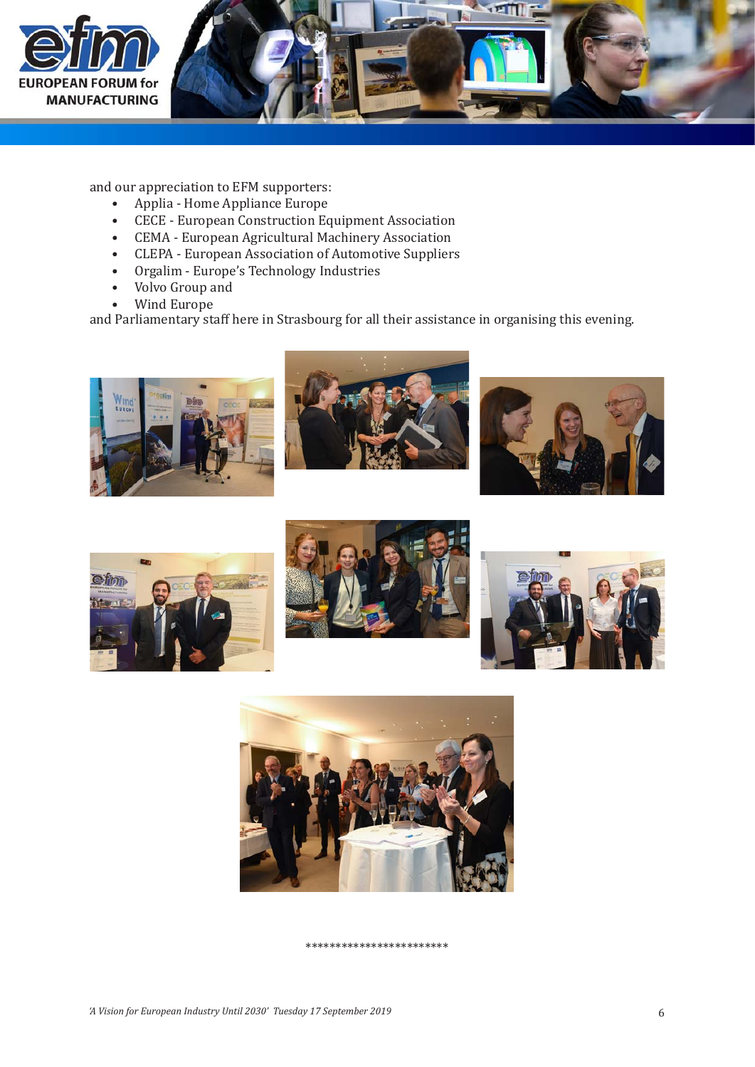and our appreciation to EFM supporters:

- Applia - Home Appliance Europe
- CECE - European Construction Equipment Association
- CEMA - European Agricultural Machinery Association
- CLEPA - European Association of Automotive Suppliers
- Orgalim - Europe's Technology Industries
- Volvo Group and
- Wind Europe

and Parliamentary staff here in Strasbourg for all their assistance in organising this evening.

************************